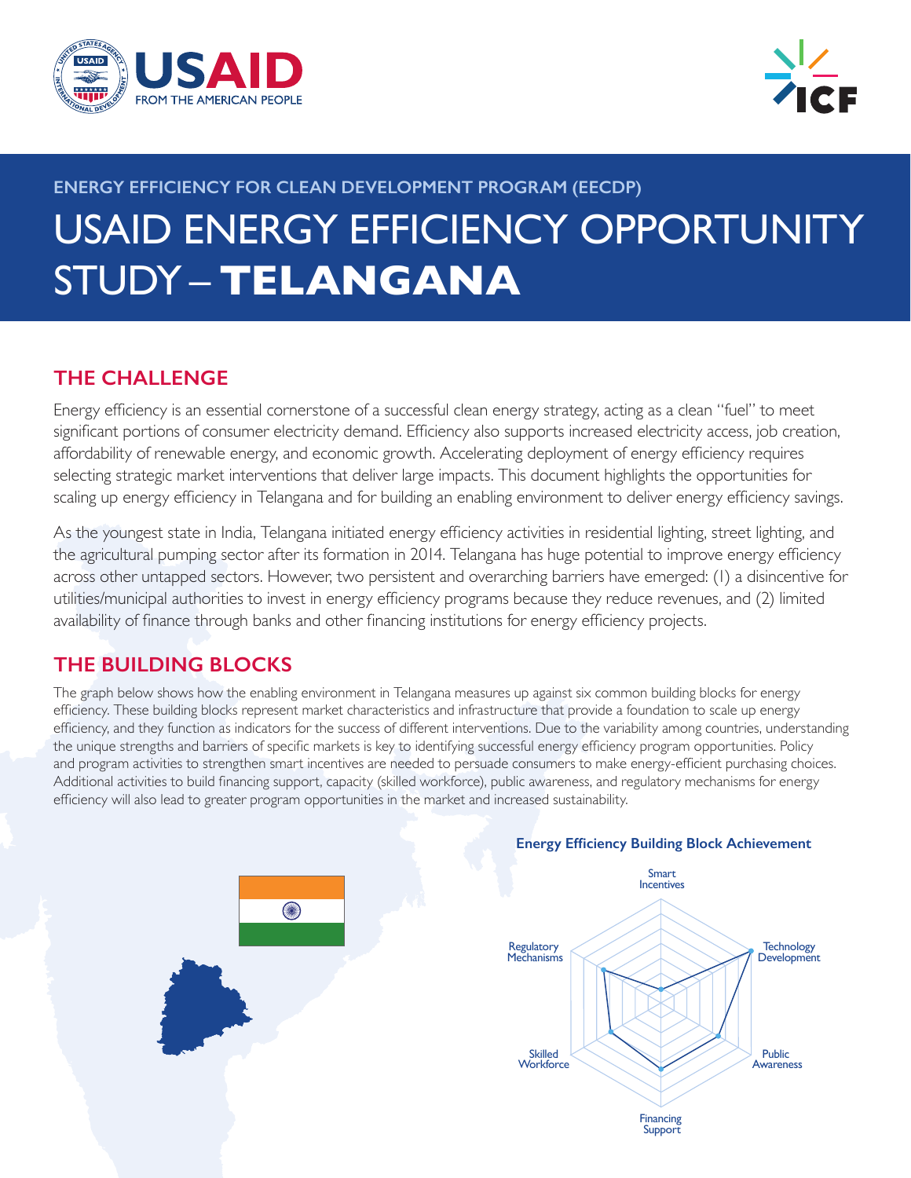ENERGY EFFICIENCY FOR CLEAN DEVELOPMENT PROGRAM (EECDP)

# USAID ENERGY EFFICIENCY OPPORTUNITY STUDY – **TELANGANA**

## THE CHALLENGE

Energy efficiency is an essential cornerstone of a successful clean energy strategy, acting as a clean "fuel" to meet significant portions of consumer electricity demand. Efficiency also supports increased electricity access, job creation, affordability of renewable energy, and economic growth. Accelerating deployment of energy efficiency requires selecting strategic market interventions that deliver large impacts. This document highlights the opportunities for scaling up energy efficiency in Telangana and for building an enabling environment to deliver energy efficiency savings.

As the youngest state in India, Telangana initiated energy efficiency activities in residential lighting, street lighting, and the agricultural pumping sector after its formation in 2014. Telangana has huge potential to improve energy efficiency across other untapped sectors. However, two persistent and overarching barriers have emerged: (1) a disincentive for utilities/municipal authorities to invest in energy efficiency programs because they reduce revenues, and (2) limited availability of finance through banks and other financing institutions for energy efficiency projects.

## THE BUILDING BLOCKS

The graph below shows how the enabling environment in Telangana measures up against six common building blocks for energy efficiency. These building blocks represent market characteristics and infrastructure that provide a foundation to scale up energy efficiency, and they function as indicators for the success of different interventions. Due to the variability among countries, understanding the unique strengths and barriers of specific markets is key to identifying successful energy efficiency program opportunities. Policy and program activities to strengthen smart incentives are needed to persuade consumers to make energy-efficient purchasing choices. Additional activities to build financing support, capacity (skilled workforce), public awareness, and regulatory mechanisms for energy efficiency will also lead to greater program opportunities in the market and increased sustainability.

**Energy Efficiency Building Block Achievement**

Smart Incentives | Technology Development | Public Awareness | Financing Support | Skilled Workforce | Regulatory Mechanisms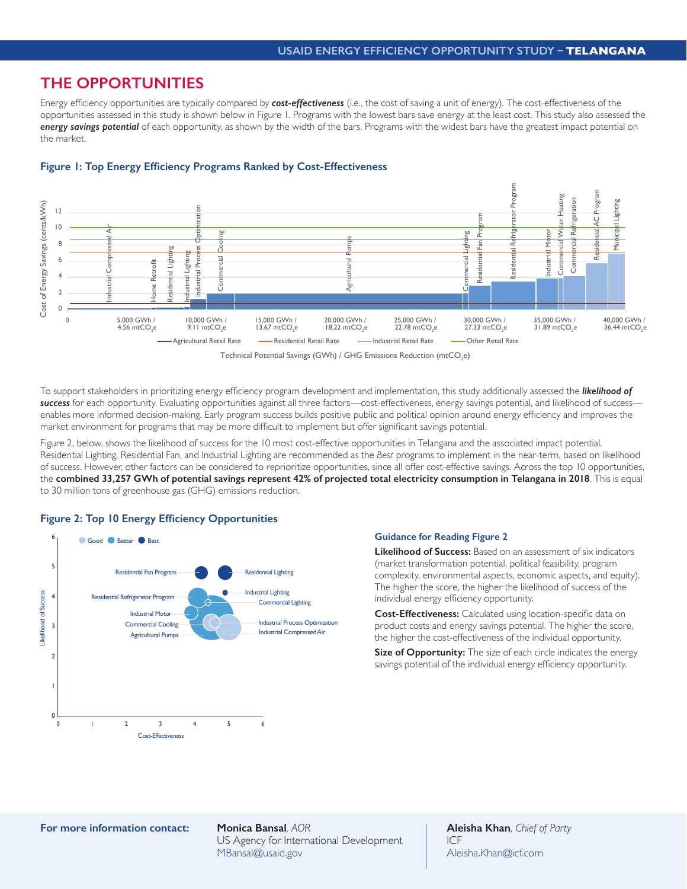## THE OPPORTUNITIES

Energy efficiency opportunities are typically compared by ***cost-effectiveness*** (i.e., the cost of saving a unit of energy). The cost-effectiveness of the opportunities assessed in this study is shown below in Figure 1. Programs with the lowest bars save energy at the least cost. This study also assessed the ***energy savings potential*** of each opportunity, as shown by the width of the bars. Programs with the widest bars have the greatest impact potential on the market.

### Figure 1: Top Energy Efficiency Programs Ranked by Cost-Effectiveness

Cost of Energy Savings (cents/kWh)

0
2
4
6
8
10
12

Industrial Compressed Air
Home Retrofit
Residential Lighting
Industrial Lighting
Industrial Process Optimization
Commercial Cooling
Agricultural Pumps
Commercial Lighting
Residential Fan Program
Residential Refrigerator Program
Industrial Motor
Commercial Water Heating
Commercial Refrigeration
Residential AC Program
Municipal Lighting

0
5,000 GWh / 4.56 $mtCO_2e$
10,000 GWh / 9.11 $mtCO_2e$
15,000 GWh / 13.67 $mtCO_2e$
20,000 GWh / 18.22 $mtCO_2e$
25,000 GWh / 22.78 $mtCO_2e$
30,000 GWh / 27.33 $mtCO_2e$
35,000 GWh / 31.89 $mtCO_2e$
40,000 GWh / 36.44 $mtCO_2e$

Agricultural Retail Rate
Residential Retail Rate
Industrial Retail Rate
Other Retail Rate

Technical Potential Savings (GWh) / GHG Emissions Reduction ($mtCO_2e$)

To support stakeholders in prioritizing energy efficiency program development and implementation, this study additionally assessed the ***likelihood of success*** for each opportunity. Evaluating opportunities against all three factors—cost-effectiveness, energy savings potential, and likelihood of success—enables more informed decision-making. Early program success builds positive public and political opinion around energy efficiency and improves the market environment for programs that may be more difficult to implement but offer significant savings potential.

Figure 2, below, shows the likelihood of success for the 10 most cost-effective opportunities in Telangana and the associated impact potential. Residential Lighting, Residential Fan, and Industrial Lighting are recommended as the *Best* programs to implement in the near-term, based on likelihood of success. However, other factors can be considered to reprioritize opportunities, since all offer cost-effective savings. Across the top 10 opportunities, the **combined 33,257 GWh of potential savings represent 42% of projected total electricity consumption in Telangana in 2018**. This is equal to 30 million tons of greenhouse gas (GHG) emissions reduction.

### Figure 2: Top 10 Energy Efficiency Opportunities

Good
Better
Best

Likelihood of Success

0
1
2
3
4
5
6

Residential Fan Program
Residential Lighting
Residential Refrigerator Program
Industrial Lighting
Commercial Lighting
Industrial Motor
Commercial Cooling
Industrial Process Optimization
Agricultural Pumps
Industrial Compressed Air

0
1
2
3
4
5
6

Cost-Effectiveness

#### Guidance for Reading Figure 2

**Likelihood of Success:** Based on an assessment of six indicators (market transformation potential, political feasibility, program complexity, environmental aspects, economic aspects, and equity). The higher the score, the higher the likelihood of success of the individual energy efficiency opportunity.

**Cost-Effectiveness:** Calculated using location-specific data on product costs and energy savings potential. The higher the score, the higher the cost-effectiveness of the individual opportunity.

**Size of Opportunity:** The size of each circle indicates the energy savings potential of the individual energy efficiency opportunity.

**For more information contact:**

**Monica Bansal**, *AOR*
US Agency for International Development
MBansal@usaid.gov

**Aleisha Khan**, *Chief of Party*
ICF
Aleisha.Khan@icf.com